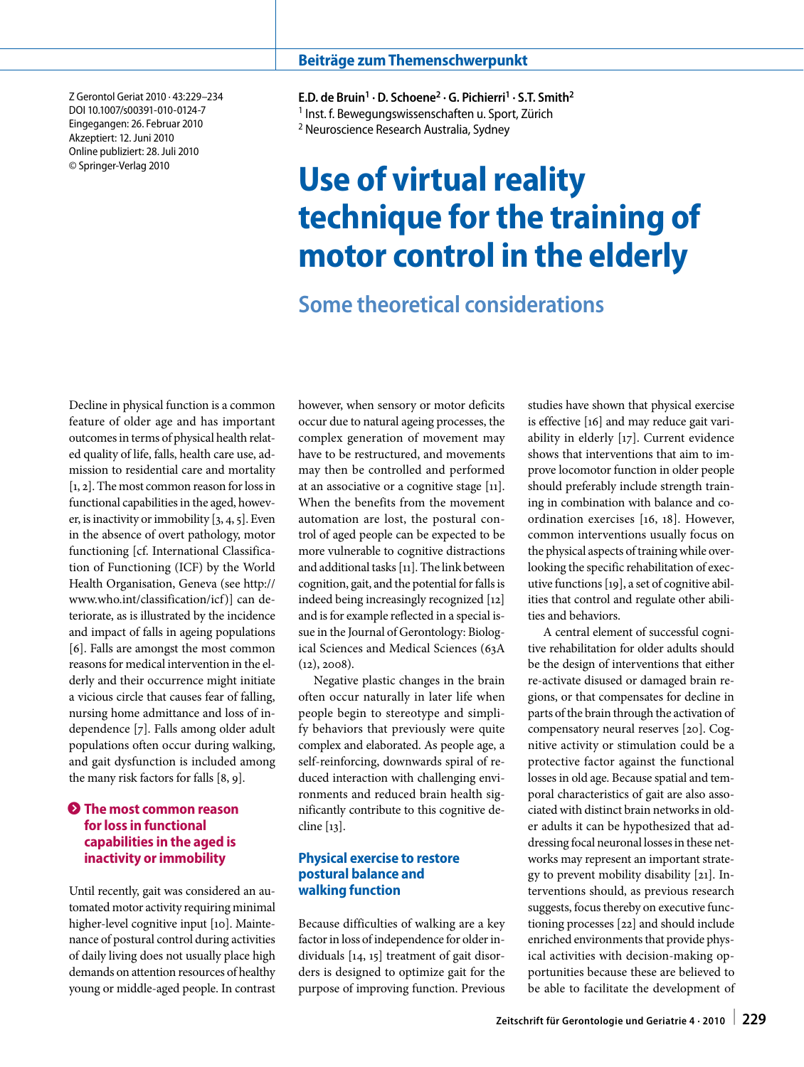Beiträge zum Themenschwerpunkt

Z Gerontol Geriat 2010 · 43:229–234
DOI 10.1007/s00391-010-0124-7
Eingegangen: 26. Februar 2010
Akzeptiert: 12. Juni 2010
Online publiziert: 28. Juli 2010
© Springer-Verlag 2010

**E.D. de Bruin[1] · D. Schoene[2] · G. Pichierri[1] · S.T. Smith[2]**
[1] Inst. f. Bewegungswissenschaften u. Sport, Zürich
[2] Neuroscience Research Australia, Sydney

# Use of virtual reality technique for the training of motor control in the elderly

## Some theoretical considerations

Decline in physical function is a common feature of older age and has important outcomes in terms of physical health related quality of life, falls, health care use, admission to residential care and mortality [1, 2]. The most common reason for loss in functional capabilities in the aged, however, is inactivity or immobility [3, 4, 5]. Even in the absence of overt pathology, motor functioning [cf. International Classification of Functioning (ICF) by the World Health Organisation, Geneva (see http://www.who.int/classification/icf)] can deteriorate, as is illustrated by the incidence and impact of falls in ageing populations [6]. Falls are amongst the most common reasons for medical intervention in the elderly and their occurrence might initiate a vicious circle that causes fear of falling, nursing home admittance and loss of independence [7]. Falls among older adult populations often occur during walking, and gait dysfunction is included among the many risk factors for falls [8, 9].

**The most common reason for loss in functional capabilities in the aged is inactivity or immobility**

Until recently, gait was considered an automated motor activity requiring minimal higher-level cognitive input [10]. Maintenance of postural control during activities of daily living does not usually place high demands on attention resources of healthy young or middle-aged people. In contrast however, when sensory or motor deficits occur due to natural ageing processes, the complex generation of movement may have to be restructured, and movements may then be controlled and performed at an associative or a cognitive stage [11]. When the benefits from the movement automation are lost, the postural control of aged people can be expected to be more vulnerable to cognitive distractions and additional tasks [11]. The link between cognition, gait, and the potential for falls is indeed being increasingly recognized [12] and is for example reflected in a special issue in the Journal of Gerontology: Biological Sciences and Medical Sciences (63A (12), 2008).

Negative plastic changes in the brain often occur naturally in later life when people begin to stereotype and simplify behaviors that previously were quite complex and elaborated. As people age, a self-reinforcing, downwards spiral of reduced interaction with challenging environments and reduced brain health significantly contribute to this cognitive decline [13].

### Physical exercise to restore postural balance and walking function

Because difficulties of walking are a key factor in loss of independence for older individuals [14, 15] treatment of gait disorders is designed to optimize gait for the purpose of improving function. Previous studies have shown that physical exercise is effective [16] and may reduce gait variability in elderly [17]. Current evidence shows that interventions that aim to improve locomotor function in older people should preferably include strength training in combination with balance and coordination exercises [16, 18]. However, common interventions usually focus on the physical aspects of training while overlooking the specific rehabilitation of executive functions [19], a set of cognitive abilities that control and regulate other abilities and behaviors.

A central element of successful cognitive rehabilitation for older adults should be the design of interventions that either re-activate disused or damaged brain regions, or that compensates for decline in parts of the brain through the activation of compensatory neural reserves [20]. Cognitive activity or stimulation could be a protective factor against the functional losses in old age. Because spatial and temporal characteristics of gait are also associated with distinct brain networks in older adults it can be hypothesized that addressing focal neuronal losses in these networks may represent an important strategy to prevent mobility disability [21]. Interventions should, as previous research suggests, focus thereby on executive functioning processes [22] and should include enriched environments that provide physical activities with decision-making opportunities because these are believed to be able to facilitate the development of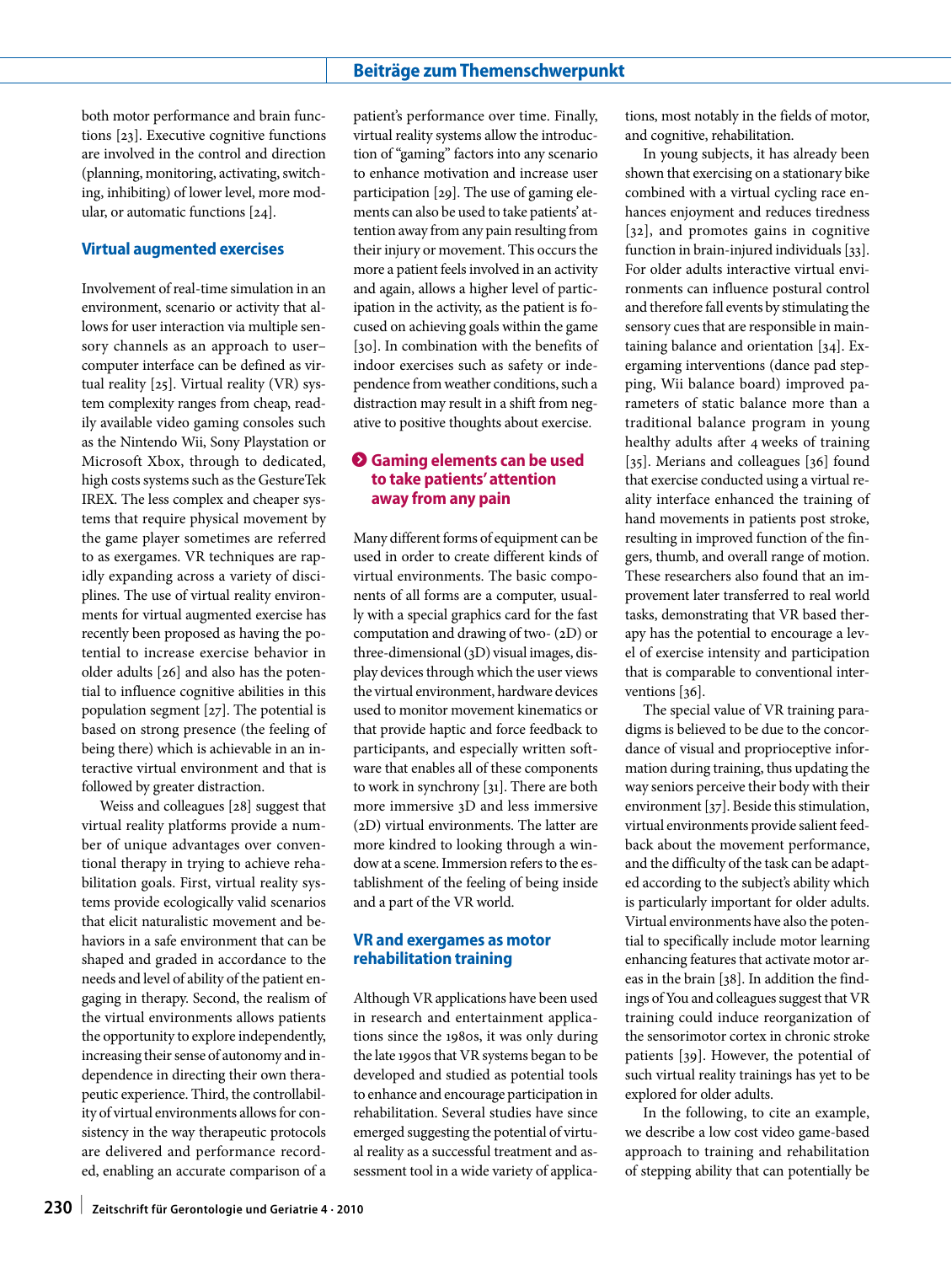both motor performance and brain functions [23]. Executive cognitive functions are involved in the control and direction (planning, monitoring, activating, switching, inhibiting) of lower level, more modular, or automatic functions [24].

## Virtual augmented exercises

Involvement of real-time simulation in an environment, scenario or activity that allows for user interaction via multiple sensory channels as an approach to user–computer interface can be defined as virtual reality [25]. Virtual reality (VR) system complexity ranges from cheap, readily available video gaming consoles such as the Nintendo Wii, Sony Playstation or Microsoft Xbox, through to dedicated, high costs systems such as the GestureTek IREX. The less complex and cheaper systems that require physical movement by the game player sometimes are referred to as exergames. VR techniques are rapidly expanding across a variety of disciplines. The use of virtual reality environments for virtual augmented exercise has recently been proposed as having the potential to increase exercise behavior in older adults [26] and also has the potential to influence cognitive abilities in this population segment [27]. The potential is based on strong presence (the feeling of being there) which is achievable in an interactive virtual environment and that is followed by greater distraction.

Weiss and colleagues [28] suggest that virtual reality platforms provide a number of unique advantages over conventional therapy in trying to achieve rehabilitation goals. First, virtual reality systems provide ecologically valid scenarios that elicit naturalistic movement and behaviors in a safe environment that can be shaped and graded in accordance to the needs and level of ability of the patient engaging in therapy. Second, the realism of the virtual environments allows patients the opportunity to explore independently, increasing their sense of autonomy and independence in directing their own therapeutic experience. Third, the controllability of virtual environments allows for consistency in the way therapeutic protocols are delivered and performance recorded, enabling an accurate comparison of a patient's performance over time. Finally, virtual reality systems allow the introduction of "gaming" factors into any scenario to enhance motivation and increase user participation [29]. The use of gaming elements can also be used to take patients' attention away from any pain resulting from their injury or movement. This occurs the more a patient feels involved in an activity and again, allows a higher level of participation in the activity, as the patient is focused on achieving goals within the game [30]. In combination with the benefits of indoor exercises such as safety or independence from weather conditions, such a distraction may result in a shift from negative to positive thoughts about exercise.

**Gaming elements can be used to take patients' attention away from any pain**

Many different forms of equipment can be used in order to create different kinds of virtual environments. The basic components of all forms are a computer, usually with a special graphics card for the fast computation and drawing of two- (2D) or three-dimensional (3D) visual images, display devices through which the user views the virtual environment, hardware devices used to monitor movement kinematics or that provide haptic and force feedback to participants, and especially written software that enables all of these components to work in synchrony [31]. There are both more immersive 3D and less immersive (2D) virtual environments. The latter are more kindred to looking through a window at a scene. Immersion refers to the establishment of the feeling of being inside and a part of the VR world.

## VR and exergames as motor rehabilitation training

Although VR applications have been used in research and entertainment applications since the 1980s, it was only during the late 1990s that VR systems began to be developed and studied as potential tools to enhance and encourage participation in rehabilitation. Several studies have since emerged suggesting the potential of virtual reality as a successful treatment and assessment tool in a wide variety of applications, most notably in the fields of motor, and cognitive, rehabilitation.

In young subjects, it has already been shown that exercising on a stationary bike combined with a virtual cycling race enhances enjoyment and reduces tiredness [32], and promotes gains in cognitive function in brain-injured individuals [33]. For older adults interactive virtual environments can influence postural control and therefore fall events by stimulating the sensory cues that are responsible in maintaining balance and orientation [34]. Exergaming interventions (dance pad stepping, Wii balance board) improved parameters of static balance more than a traditional balance program in young healthy adults after 4 weeks of training [35]. Merians and colleagues [36] found that exercise conducted using a virtual reality interface enhanced the training of hand movements in patients post stroke, resulting in improved function of the fingers, thumb, and overall range of motion. These researchers also found that an improvement later transferred to real world tasks, demonstrating that VR based therapy has the potential to encourage a level of exercise intensity and participation that is comparable to conventional interventions [36].

The special value of VR training paradigms is believed to be due to the concordance of visual and proprioceptive information during training, thus updating the way seniors perceive their body with their environment [37]. Beside this stimulation, virtual environments provide salient feedback about the movement performance, and the difficulty of the task can be adapted according to the subject's ability which is particularly important for older adults. Virtual environments have also the potential to specifically include motor learning enhancing features that activate motor areas in the brain [38]. In addition the findings of You and colleagues suggest that VR training could induce reorganization of the sensorimotor cortex in chronic stroke patients [39]. However, the potential of such virtual reality trainings has yet to be explored for older adults.

In the following, to cite an example, we describe a low cost video game-based approach to training and rehabilitation of stepping ability that can potentially be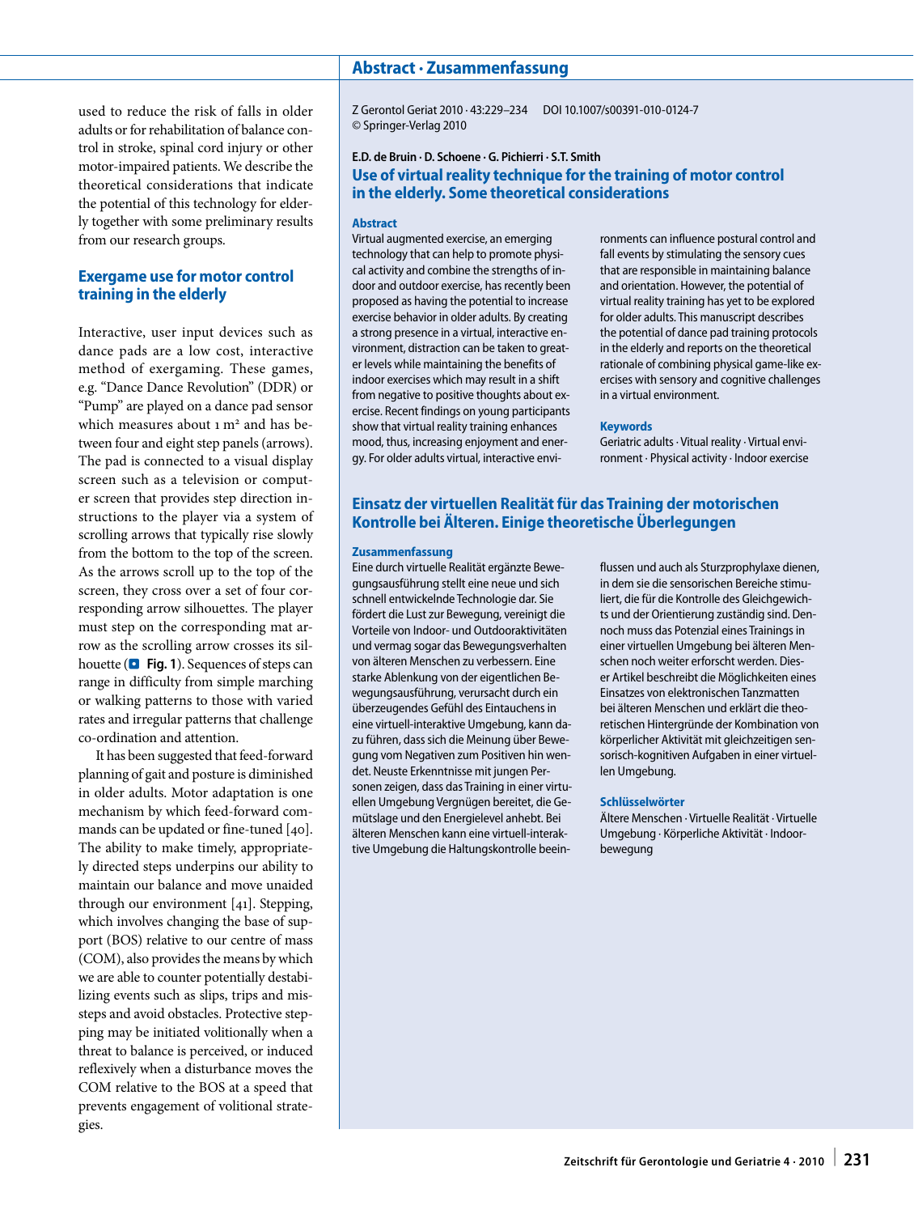used to reduce the risk of falls in older adults or for rehabilitation of balance control in stroke, spinal cord injury or other motor-impaired patients. We describe the theoretical considerations that indicate the potential of this technology for elderly together with some preliminary results from our research groups.

## Exergame use for motor control training in the elderly

Interactive, user input devices such as dance pads are a low cost, interactive method of exergaming. These games, e.g. "Dance Dance Revolution" (DDR) or "Pump" are played on a dance pad sensor which measures about 1 m² and has between four and eight step panels (arrows). The pad is connected to a visual display screen such as a television or computer screen that provides step direction instructions to the player via a system of scrolling arrows that typically rise slowly from the bottom to the top of the screen. As the arrows scroll up to the top of the screen, they cross over a set of four corresponding arrow silhouettes. The player must step on the corresponding mat arrow as the scrolling arrow crosses its silhouette (**Fig. 1**). Sequences of steps can range in difficulty from simple marching or walking patterns to those with varied rates and irregular patterns that challenge co-ordination and attention.

It has been suggested that feed-forward planning of gait and posture is diminished in older adults. Motor adaptation is one mechanism by which feed-forward commands can be updated or fine-tuned [40]. The ability to make timely, appropriately directed steps underpins our ability to maintain our balance and move unaided through our environment [41]. Stepping, which involves changing the base of support (BOS) relative to our centre of mass (COM), also provides the means by which we are able to counter potentially destabilizing events such as slips, trips and missteps and avoid obstacles. Protective stepping may be initiated volitionally when a threat to balance is perceived, or induced reflexively when a disturbance moves the COM relative to the BOS at a speed that prevents engagement of volitional strategies.

## Abstract · Zusammenfassung

Z Gerontol Geriat 2010 · 43:229–234 DOI 10.1007/s00391-010-0124-7
© Springer-Verlag 2010

**E.D. de Bruin · D. Schoene · G. Pichierri · S.T. Smith**

### Use of virtual reality technique for the training of motor control in the elderly. Some theoretical considerations

**Abstract**

Virtual augmented exercise, an emerging technology that can help to promote physical activity and combine the strengths of indoor and outdoor exercise, has recently been proposed as having the potential to increase exercise behavior in older adults. By creating a strong presence in a virtual, interactive environment, distraction can be taken to greater levels while maintaining the benefits of indoor exercises which may result in a shift from negative to positive thoughts about exercise. Recent findings on young participants show that virtual reality training enhances mood, thus, increasing enjoyment and energy. For older adults virtual, interactive environments can influence postural control and fall events by stimulating the sensory cues that are responsible in maintaining balance and orientation. However, the potential of virtual reality training has yet to be explored for older adults. This manuscript describes the potential of dance pad training protocols in the elderly and reports on the theoretical rationale of combining physical game-like exercises with sensory and cognitive challenges in a virtual environment.

**Keywords**

Geriatric adults · Vitual reality · Virtual environment · Physical activity · Indoor exercise

### Einsatz der virtuellen Realität für das Training der motorischen Kontrolle bei Älteren. Einige theoretische Überlegungen

**Zusammenfassung**

Eine durch virtuelle Realität ergänzte Bewegungsausführung stellt eine neue und sich schnell entwickelnde Technologie dar. Sie fördert die Lust zur Bewegung, vereinigt die Vorteile von Indoor- und Outdooraktivitäten und vermag sogar das Bewegungsverhalten von älteren Menschen zu verbessern. Eine starke Ablenkung von der eigentlichen Bewegungsausführung, verursacht durch ein überzeugendes Gefühl des Eintauchens in eine virtuell-interaktive Umgebung, kann dazu führen, dass sich die Meinung über Bewegung vom Negativen zum Positiven hin wendet. Neuste Erkenntnisse mit jungen Personen zeigen, dass das Training in einer virtuellen Umgebung Vergnügen bereitet, die Gemütslage und den Energielevel anhebt. Bei älteren Menschen kann eine virtuell-interaktive Umgebung die Haltungskontrolle beeinflussen und auch als Sturzprophylaxe dienen, in dem sie die sensorischen Bereiche stimuliert, die für die Kontrolle des Gleichgewichts und der Orientierung zuständig sind. Dennoch muss das Potenzial eines Trainings in einer virtuellen Umgebung bei älteren Menschen noch weiter erforscht werden. Dieser Artikel beschreibt die Möglichkeiten eines Einsatzes von elektronischen Tanzmatten bei älteren Menschen und erklärt die theoretischen Hintergründe der Kombination von körperlicher Aktivität mit gleichzeitigen sensorisch-kognitiven Aufgaben in einer virtuellen Umgebung.

**Schlüsselwörter**

Ältere Menschen · Virtuelle Realität · Virtuelle Umgebung · Körperliche Aktivität · Indoorbewegung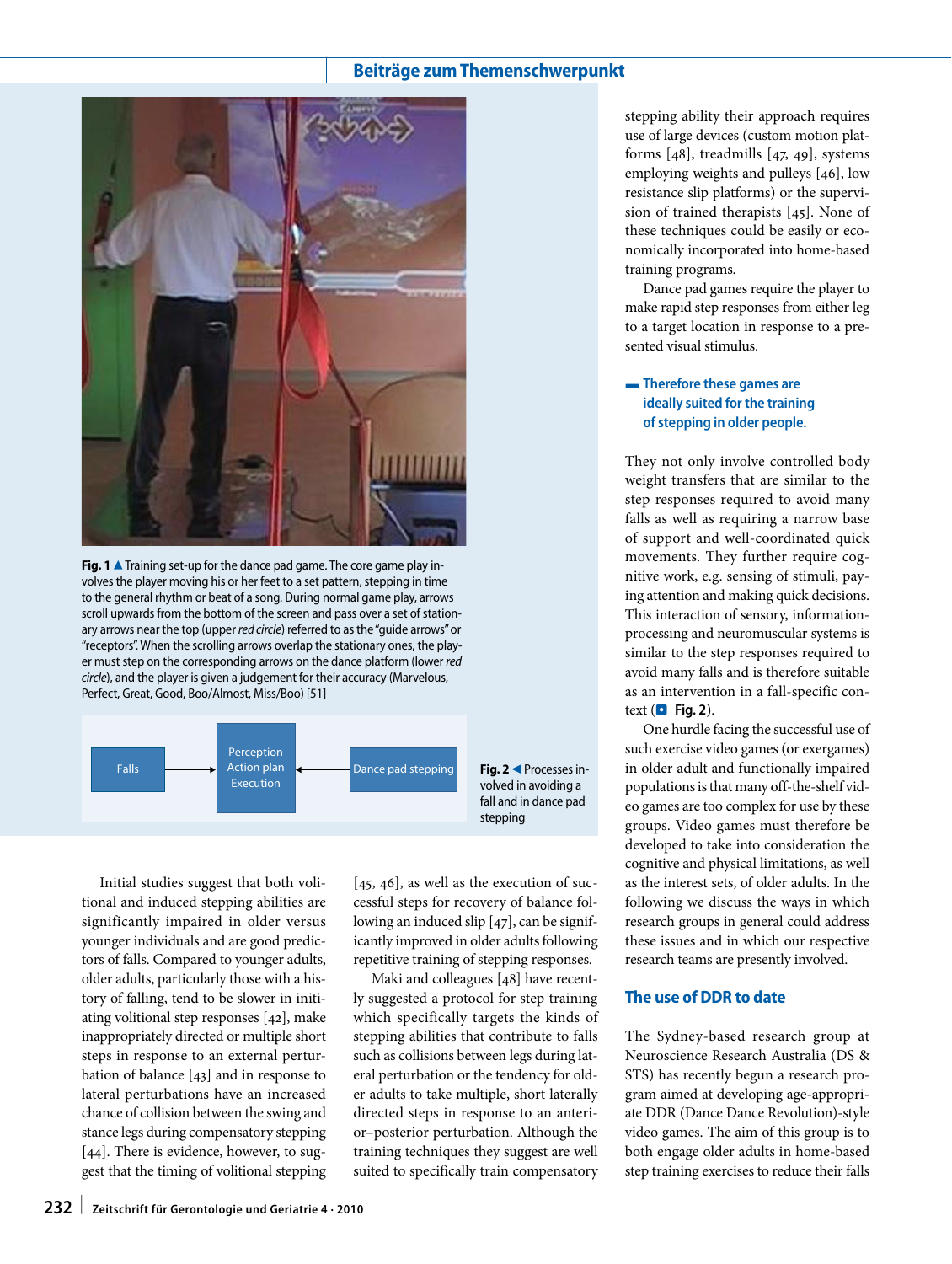Fig. 1 ▲ Training set-up for the dance pad game. The core game play involves the player moving his or her feet to a set pattern, stepping in time to the general rhythm or beat of a song. During normal game play, arrows scroll upwards from the bottom of the screen and pass over a set of stationary arrows near the top (upper *red circle*) referred to as the "guide arrows" or "receptors". When the scrolling arrows overlap the stationary ones, the player must step on the corresponding arrows on the dance platform (lower *red circle*), and the player is given a judgement for their accuracy (Marvelous, Perfect, Great, Good, Boo/Almost, Miss/Boo) [51]

Falls → Perception Action plan Execution ← Dance pad stepping

Fig. 2 ◀ Processes involved in avoiding a fall and in dance pad stepping

Initial studies suggest that both volitional and induced stepping abilities are significantly impaired in older versus younger individuals and are good predictors of falls. Compared to younger adults, older adults, particularly those with a history of falling, tend to be slower in initiating volitional step responses [42], make inappropriately directed or multiple short steps in response to an external perturbation of balance [43] and in response to lateral perturbations have an increased chance of collision between the swing and stance legs during compensatory stepping [44]. There is evidence, however, to suggest that the timing of volitional stepping [45, 46], as well as the execution of successful steps for recovery of balance following an induced slip [47], can be significantly improved in older adults following repetitive training of stepping responses.

Maki and colleagues [48] have recently suggested a protocol for step training which specifically targets the kinds of stepping abilities that contribute to falls such as collisions between legs during lateral perturbation or the tendency for older adults to take multiple, short laterally directed steps in response to an anterior–posterior perturbation. Although the training techniques they suggest are well suited to specifically train compensatory stepping ability their approach requires use of large devices (custom motion platforms [48], treadmills [47, 49], systems employing weights and pulleys [46], low resistance slip platforms) or the supervision of trained therapists [45]. None of these techniques could be easily or economically incorporated into home-based training programs.

Dance pad games require the player to make rapid step responses from either leg to a target location in response to a presented visual stimulus.

**Therefore these games are ideally suited for the training of stepping in older people.**

They not only involve controlled body weight transfers that are similar to the step responses required to avoid many falls as well as requiring a narrow base of support and well-coordinated quick movements. They further require cognitive work, e.g. sensing of stimuli, paying attention and making quick decisions. This interaction of sensory, information-processing and neuromuscular systems is similar to the step responses required to avoid many falls and is therefore suitable as an intervention in a fall-specific context (**Fig. 2**).

One hurdle facing the successful use of such exercise video games (or exergames) in older adult and functionally impaired populations is that many off-the-shelf video games are too complex for use by these groups. Video games must therefore be developed to take into consideration the cognitive and physical limitations, as well as the interest sets, of older adults. In the following we discuss the ways in which research groups in general could address these issues and in which our respective research teams are presently involved.

## The use of DDR to date

The Sydney-based research group at Neuroscience Research Australia (DS & STS) has recently begun a research program aimed at developing age-appropriate DDR (Dance Dance Revolution)-style video games. The aim of this group is to both engage older adults in home-based step training exercises to reduce their falls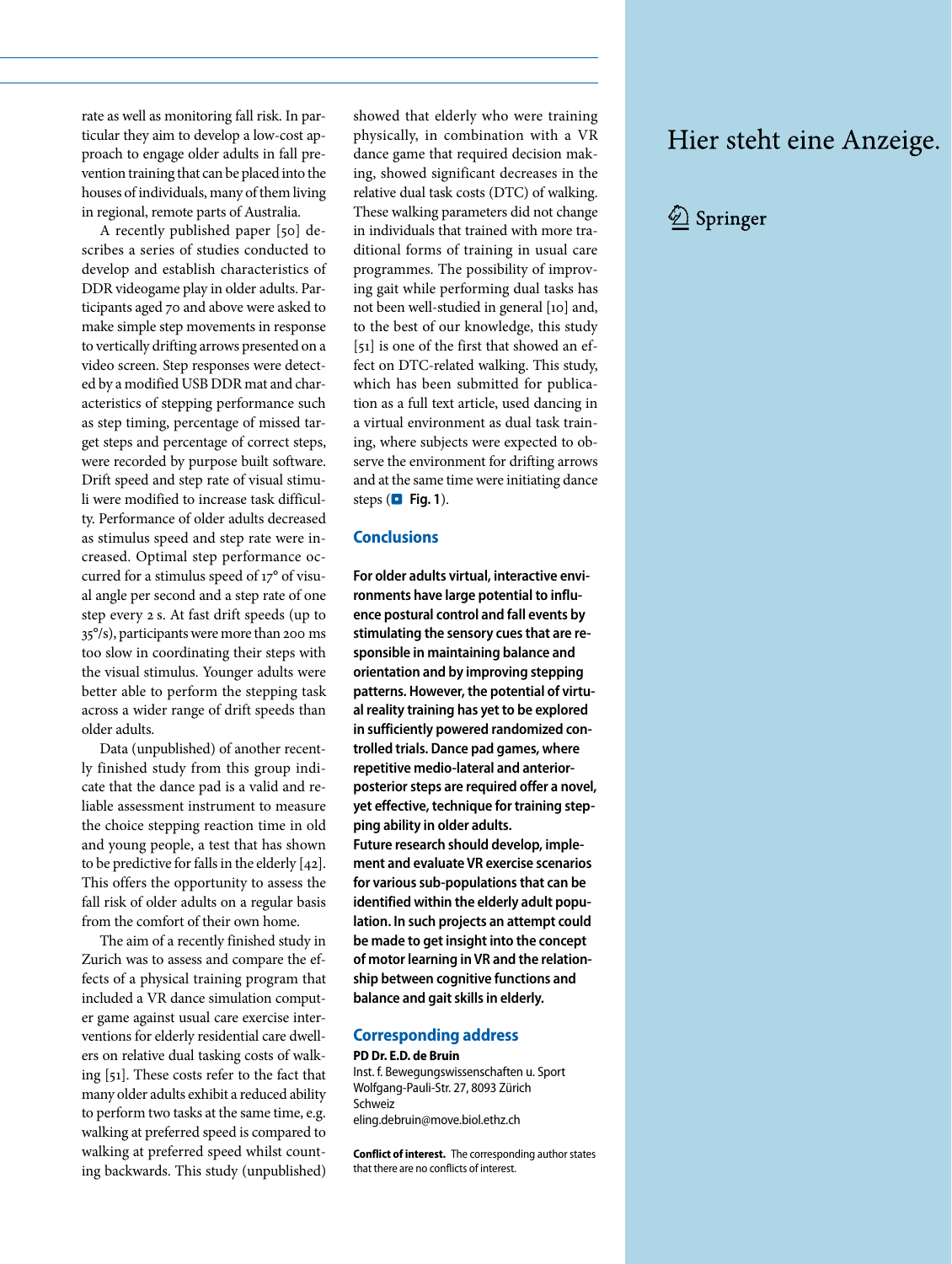rate as well as monitoring fall risk. In particular they aim to develop a low-cost approach to engage older adults in fall prevention training that can be placed into the houses of individuals, many of them living in regional, remote parts of Australia.

A recently published paper [50] describes a series of studies conducted to develop and establish characteristics of DDR videogame play in older adults. Participants aged 70 and above were asked to make simple step movements in response to vertically drifting arrows presented on a video screen. Step responses were detected by a modified USB DDR mat and characteristics of stepping performance such as step timing, percentage of missed target steps and percentage of correct steps, were recorded by purpose built software. Drift speed and step rate of visual stimuli were modified to increase task difficulty. Performance of older adults decreased as stimulus speed and step rate were increased. Optimal step performance occurred for a stimulus speed of 17° of visual angle per second and a step rate of one step every 2 s. At fast drift speeds (up to 35°/s), participants were more than 200 ms too slow in coordinating their steps with the visual stimulus. Younger adults were better able to perform the stepping task across a wider range of drift speeds than older adults.

Data (unpublished) of another recently finished study from this group indicate that the dance pad is a valid and reliable assessment instrument to measure the choice stepping reaction time in old and young people, a test that has shown to be predictive for falls in the elderly [42]. This offers the opportunity to assess the fall risk of older adults on a regular basis from the comfort of their own home.

The aim of a recently finished study in Zurich was to assess and compare the effects of a physical training program that included a VR dance simulation computer game against usual care exercise interventions for elderly residential care dwellers on relative dual tasking costs of walking [51]. These costs refer to the fact that many older adults exhibit a reduced ability to perform two tasks at the same time, e.g. walking at preferred speed is compared to walking at preferred speed whilst counting backwards. This study (unpublished) showed that elderly who were training physically, in combination with a VR dance game that required decision making, showed significant decreases in the relative dual task costs (DTC) of walking. These walking parameters did not change in individuals that trained with more traditional forms of training in usual care programmes. The possibility of improving gait while performing dual tasks has not been well-studied in general [10] and, to the best of our knowledge, this study [51] is one of the first that showed an effect on DTC-related walking. This study, which has been submitted for publication as a full text article, used dancing in a virtual environment as dual task training, where subjects were expected to observe the environment for drifting arrows and at the same time were initiating dance steps (**Fig. 1**).

## Conclusions

**For older adults virtual, interactive environments have large potential to influence postural control and fall events by stimulating the sensory cues that are responsible in maintaining balance and orientation and by improving stepping patterns. However, the potential of virtual reality training has yet to be explored in sufficiently powered randomized controlled trials. Dance pad games, where repetitive medio-lateral and anterior-posterior steps are required offer a novel, yet effective, technique for training stepping ability in older adults.**
**Future research should develop, implement and evaluate VR exercise scenarios for various sub-populations that can be identified within the elderly adult population. In such projects an attempt could be made to get insight into the concept of motor learning in VR and the relationship between cognitive functions and balance and gait skills in elderly.**

## Corresponding address

**PD Dr. E.D. de Bruin**
Inst. f. Bewegungswissenschaften u. Sport
Wolfgang-Pauli-Str. 27, 8093 Zürich
Schweiz
eling.debruin@move.biol.ethz.ch

**Conflict of interest.** The corresponding author states that there are no conflicts of interest.

Hier steht eine Anzeige.

Springer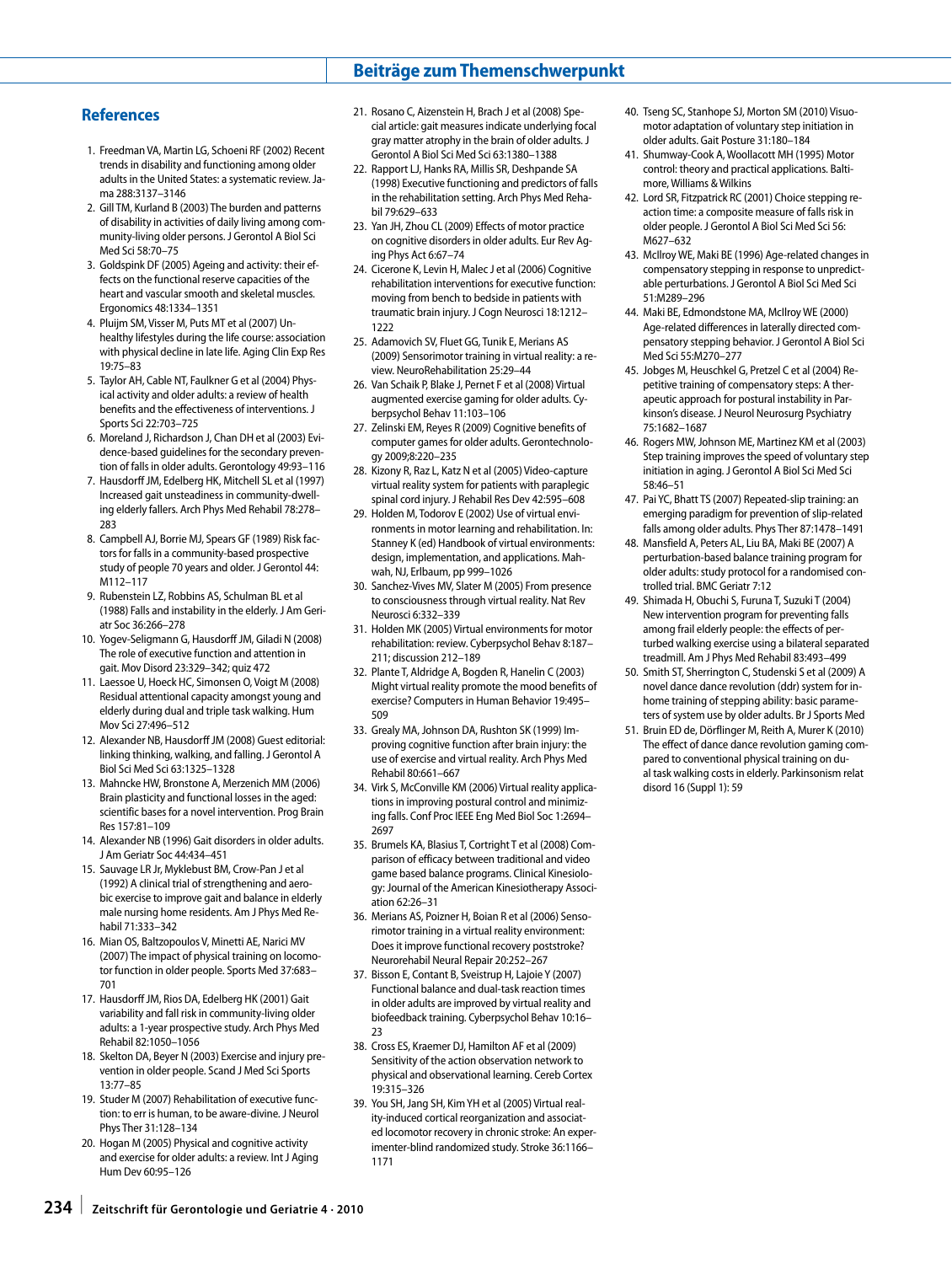## References

1. Freedman VA, Martin LG, Schoeni RF (2002) Recent trends in disability and functioning among older adults in the United States: a systematic review. Jama 288:3137–3146
2. Gill TM, Kurland B (2003) The burden and patterns of disability in activities of daily living among community-living older persons. J Gerontol A Biol Sci Med Sci 58:70–75
3. Goldspink DF (2005) Ageing and activity: their effects on the functional reserve capacities of the heart and vascular smooth and skeletal muscles. Ergonomics 48:1334–1351
4. Pluijm SM, Visser M, Puts MT et al (2007) Unhealthy lifestyles during the life course: association with physical decline in late life. Aging Clin Exp Res 19:75–83
5. Taylor AH, Cable NT, Faulkner G et al (2004) Physical activity and older adults: a review of health benefits and the effectiveness of interventions. J Sports Sci 22:703–725
6. Moreland J, Richardson J, Chan DH et al (2003) Evidence-based guidelines for the secondary prevention of falls in older adults. Gerontology 49:93–116
7. Hausdorff JM, Edelberg HK, Mitchell SL et al (1997) Increased gait unsteadiness in community-dwelling elderly fallers. Arch Phys Med Rehabil 78:278–283
8. Campbell AJ, Borrie MJ, Spears GF (1989) Risk factors for falls in a community-based prospective study of people 70 years and older. J Gerontol 44: M112–117
9. Rubenstein LZ, Robbins AS, Schulman BL et al (1988) Falls and instability in the elderly. J Am Geriatr Soc 36:266–278
10. Yogev-Seligmann G, Hausdorff JM, Giladi N (2008) The role of executive function and attention in gait. Mov Disord 23:329–342; quiz 472
11. Laessoe U, Hoeck HC, Simonsen O, Voigt M (2008) Residual attentional capacity amongst young and elderly during dual and triple task walking. Hum Mov Sci 27:496–512
12. Alexander NB, Hausdorff JM (2008) Guest editorial: linking thinking, walking, and falling. J Gerontol A Biol Sci Med Sci 63:1325–1328
13. Mahncke HW, Bronstone A, Merzenich MM (2006) Brain plasticity and functional losses in the aged: scientific bases for a novel intervention. Prog Brain Res 157:81–109
14. Alexander NB (1996) Gait disorders in older adults. J Am Geriatr Soc 44:434–451
15. Sauvage LR Jr, Myklebust BM, Crow-Pan J et al (1992) A clinical trial of strengthening and aerobic exercise to improve gait and balance in elderly male nursing home residents. Am J Phys Med Rehabil 71:333–342
16. Mian OS, Baltzopoulos V, Minetti AE, Narici MV (2007) The impact of physical training on locomotor function in older people. Sports Med 37:683–701
17. Hausdorff JM, Rios DA, Edelberg HK (2001) Gait variability and fall risk in community-living older adults: a 1-year prospective study. Arch Phys Med Rehabil 82:1050–1056
18. Skelton DA, Beyer N (2003) Exercise and injury prevention in older people. Scand J Med Sci Sports 13:77–85
19. Studer M (2007) Rehabilitation of executive function: to err is human, to be aware-divine. J Neurol Phys Ther 31:128–134
20. Hogan M (2005) Physical and cognitive activity and exercise for older adults: a review. Int J Aging Hum Dev 60:95–126
21. Rosano C, Aizenstein H, Brach J et al (2008) Special article: gait measures indicate underlying focal gray matter atrophy in the brain of older adults. J Gerontol A Biol Sci Med Sci 63:1380–1388
22. Rapport LJ, Hanks RA, Millis SR, Deshpande SA (1998) Executive functioning and predictors of falls in the rehabilitation setting. Arch Phys Med Rehabil 79:629–633
23. Yan JH, Zhou CL (2009) Effects of motor practice on cognitive disorders in older adults. Eur Rev Aging Phys Act 6:67–74
24. Cicerone K, Levin H, Malec J et al (2006) Cognitive rehabilitation interventions for executive function: moving from bench to bedside in patients with traumatic brain injury. J Cogn Neurosci 18:1212–1222
25. Adamovich SV, Fluet GG, Tunik E, Merians AS (2009) Sensorimotor training in virtual reality: a review. NeuroRehabilitation 25:29–44
26. Van Schaik P, Blake J, Pernet F et al (2008) Virtual augmented exercise gaming for older adults. Cyberpsychol Behav 11:103–106
27. Zelinski EM, Reyes R (2009) Cognitive benefits of computer games for older adults. Gerontechnology 2009;8:220–235
28. Kizony R, Raz L, Katz N et al (2005) Video-capture virtual reality system for patients with paraplegic spinal cord injury. J Rehabil Res Dev 42:595–608
29. Holden M, Todorov E (2002) Use of virtual environments in motor learning and rehabilitation. In: Stanney K (ed) Handbook of virtual environments: design, implementation, and applications. Mahwah, NJ, Erlbaum, pp 999–1026
30. Sanchez-Vives MV, Slater M (2005) From presence to consciousness through virtual reality. Nat Rev Neurosci 6:332–339
31. Holden MK (2005) Virtual environments for motor rehabilitation: review. Cyberpsychol Behav 8:187–211; discussion 212–189
32. Plante T, Aldridge A, Bogden R, Hanelin C (2003) Might virtual reality promote the mood benefits of exercise? Computers in Human Behavior 19:495–509
33. Grealy MA, Johnson DA, Rushton SK (1999) Improving cognitive function after brain injury: the use of exercise and virtual reality. Arch Phys Med Rehabil 80:661–667
34. Virk S, McConville KM (2006) Virtual reality applications in improving postural control and minimizing falls. Conf Proc IEEE Eng Med Biol Soc 1:2694–2697
35. Brumels KA, Blasius T, Cortright T et al (2008) Comparison of efficacy between traditional and video game based balance programs. Clinical Kinesiology: Journal of the American Kinesiotherapy Association 62:26–31
36. Merians AS, Poizner H, Boian R et al (2006) Sensorimotor training in a virtual reality environment: Does it improve functional recovery poststroke? Neurorehabil Neural Repair 20:252–267
37. Bisson E, Contant B, Sveistrup H, Lajoie Y (2007) Functional balance and dual-task reaction times in older adults are improved by virtual reality and biofeedback training. Cyberpsychol Behav 10:16–23
38. Cross ES, Kraemer DJ, Hamilton AF et al (2009) Sensitivity of the action observation network to physical and observational learning. Cereb Cortex 19:315–326
39. You SH, Jang SH, Kim YH et al (2005) Virtual reality-induced cortical reorganization and associated locomotor recovery in chronic stroke: An experimenter-blind randomized study. Stroke 36:1166–1171
40. Tseng SC, Stanhope SJ, Morton SM (2010) Visuomotor adaptation of voluntary step initiation in older adults. Gait Posture 31:180–184
41. Shumway-Cook A, Woollacott MH (1995) Motor control: theory and practical applications. Baltimore, Williams & Wilkins
42. Lord SR, Fitzpatrick RC (2001) Choice stepping reaction time: a composite measure of falls risk in older people. J Gerontol A Biol Sci Med Sci 56: M627–632
43. McIlroy WE, Maki BE (1996) Age-related changes in compensatory stepping in response to unpredictable perturbations. J Gerontol A Biol Sci Med Sci 51:M289–296
44. Maki BE, Edmondstone MA, McIlroy WE (2000) Age-related differences in laterally directed compensatory stepping behavior. J Gerontol A Biol Sci Med Sci 55:M270–277
45. Jobges M, Heuschkel G, Pretzel C et al (2004) Repetitive training of compensatory steps: A therapeutic approach for postural instability in Parkinson's disease. J Neurol Neurosurg Psychiatry 75:1682–1687
46. Rogers MW, Johnson ME, Martinez KM et al (2003) Step training improves the speed of voluntary step initiation in aging. J Gerontol A Biol Sci Med Sci 58:46–51
47. Pai YC, Bhatt TS (2007) Repeated-slip training: an emerging paradigm for prevention of slip-related falls among older adults. Phys Ther 87:1478–1491
48. Mansfield A, Peters AL, Liu BA, Maki BE (2007) A perturbation-based balance training program for older adults: study protocol for a randomised controlled trial. BMC Geriatr 7:12
49. Shimada H, Obuchi S, Furuna T, Suzuki T (2004) New intervention program for preventing falls among frail elderly people: the effects of perturbed walking exercise using a bilateral separated treadmill. Am J Phys Med Rehabil 83:493–499
50. Smith ST, Sherrington C, Studenski S et al (2009) A novel dance dance revolution (ddr) system for in-home training of stepping ability: basic parameters of system use by older adults. Br J Sports Med
51. Bruin ED de, Dörflinger M, Reith A, Murer K (2010) The effect of dance dance revolution gaming compared to conventional physical training on dual task walking costs in elderly. Parkinsonism relat disord 16 (Suppl 1): 59